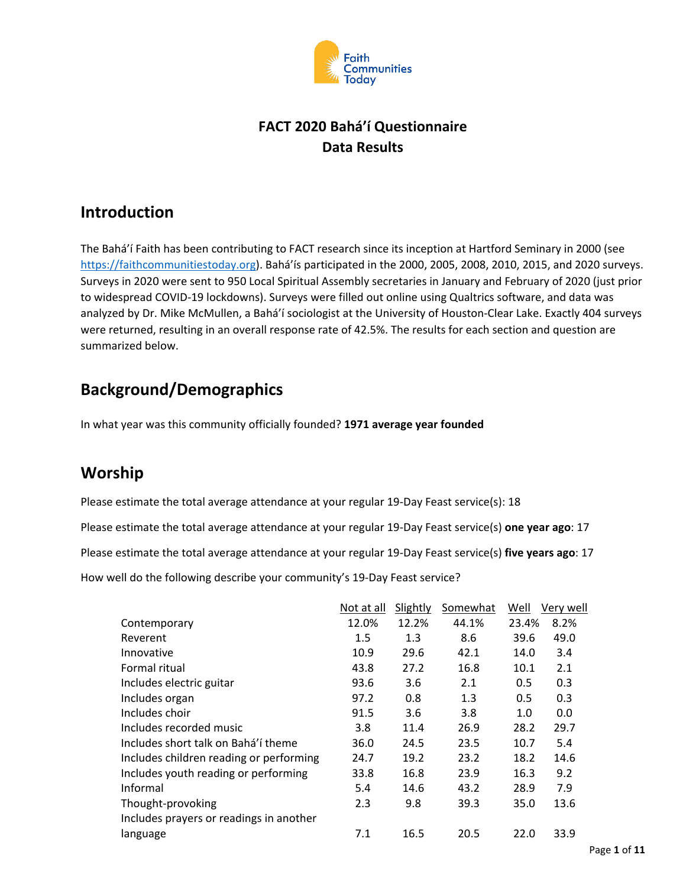Faith Communities Today

# FACT 2020 Bahá'í Questionnaire
# Data Results

## Introduction

The Bahá'í Faith has been contributing to FACT research since its inception at Hartford Seminary in 2000 (see https://faithcommunitiestoday.org). Bahá'ís participated in the 2000, 2005, 2008, 2010, 2015, and 2020 surveys. Surveys in 2020 were sent to 950 Local Spiritual Assembly secretaries in January and February of 2020 (just prior to widespread COVID-19 lockdowns). Surveys were filled out online using Qualtrics software, and data was analyzed by Dr. Mike McMullen, a Bahá'í sociologist at the University of Houston-Clear Lake. Exactly 404 surveys were returned, resulting in an overall response rate of 42.5%. The results for each section and question are summarized below.

## Background/Demographics

In what year was this community officially founded? **1971 average year founded**

## Worship

Please estimate the total average attendance at your regular 19-Day Feast service(s): 18

Please estimate the total average attendance at your regular 19-Day Feast service(s) **one year ago**: 17

Please estimate the total average attendance at your regular 19-Day Feast service(s) **five years ago**: 17

How well do the following describe your community's 19-Day Feast service?

| | Not at all | Slightly | Somewhat | Well | Very well |
|---|---|---|---|---|---|
| Contemporary | 12.0% | 12.2% | 44.1% | 23.4% | 8.2% |
| Reverent | 1.5 | 1.3 | 8.6 | 39.6 | 49.0 |
| Innovative | 10.9 | 29.6 | 42.1 | 14.0 | 3.4 |
| Formal ritual | 43.8 | 27.2 | 16.8 | 10.1 | 2.1 |
| Includes electric guitar | 93.6 | 3.6 | 2.1 | 0.5 | 0.3 |
| Includes organ | 97.2 | 0.8 | 1.3 | 0.5 | 0.3 |
| Includes choir | 91.5 | 3.6 | 3.8 | 1.0 | 0.0 |
| Includes recorded music | 3.8 | 11.4 | 26.9 | 28.2 | 29.7 |
| Includes short talk on Bahá'í theme | 36.0 | 24.5 | 23.5 | 10.7 | 5.4 |
| Includes children reading or performing | 24.7 | 19.2 | 23.2 | 18.2 | 14.6 |
| Includes youth reading or performing | 33.8 | 16.8 | 23.9 | 16.3 | 9.2 |
| Informal | 5.4 | 14.6 | 43.2 | 28.9 | 7.9 |
| Thought-provoking | 2.3 | 9.8 | 39.3 | 35.0 | 13.6 |
| Includes prayers or readings in another language | 7.1 | 16.5 | 20.5 | 22.0 | 33.9 |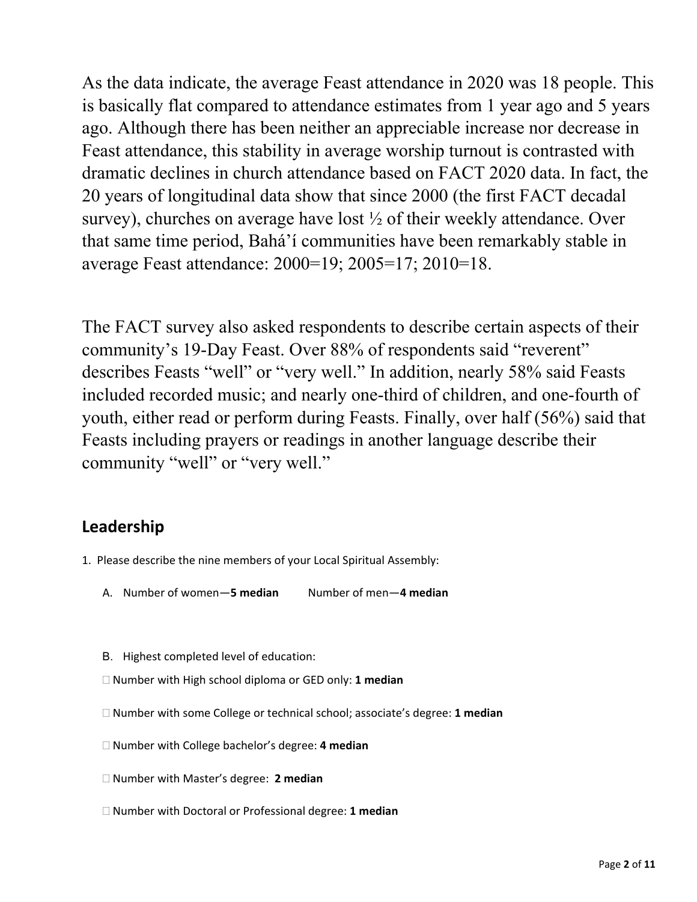As the data indicate, the average Feast attendance in 2020 was 18 people. This is basically flat compared to attendance estimates from 1 year ago and 5 years ago. Although there has been neither an appreciable increase nor decrease in Feast attendance, this stability in average worship turnout is contrasted with dramatic declines in church attendance based on FACT 2020 data. In fact, the 20 years of longitudinal data show that since 2000 (the first FACT decadal survey), churches on average have lost ½ of their weekly attendance. Over that same time period, Bahá'í communities have been remarkably stable in average Feast attendance: 2000=19; 2005=17; 2010=18.

The FACT survey also asked respondents to describe certain aspects of their community's 19-Day Feast. Over 88% of respondents said "reverent" describes Feasts "well" or "very well." In addition, nearly 58% said Feasts included recorded music; and nearly one-third of children, and one-fourth of youth, either read or perform during Feasts. Finally, over half (56%) said that Feasts including prayers or readings in another language describe their community "well" or "very well."

## Leadership

1. Please describe the nine members of your Local Spiritual Assembly:

   A. Number of women—**5 median** Number of men—**4 median**

   B. Highest completed level of education:

   - Number with High school diploma or GED only: **1 median**
   - Number with some College or technical school; associate's degree: **1 median**
   - Number with College bachelor's degree: **4 median**
   - Number with Master's degree: **2 median**
   - Number with Doctoral or Professional degree: **1 median**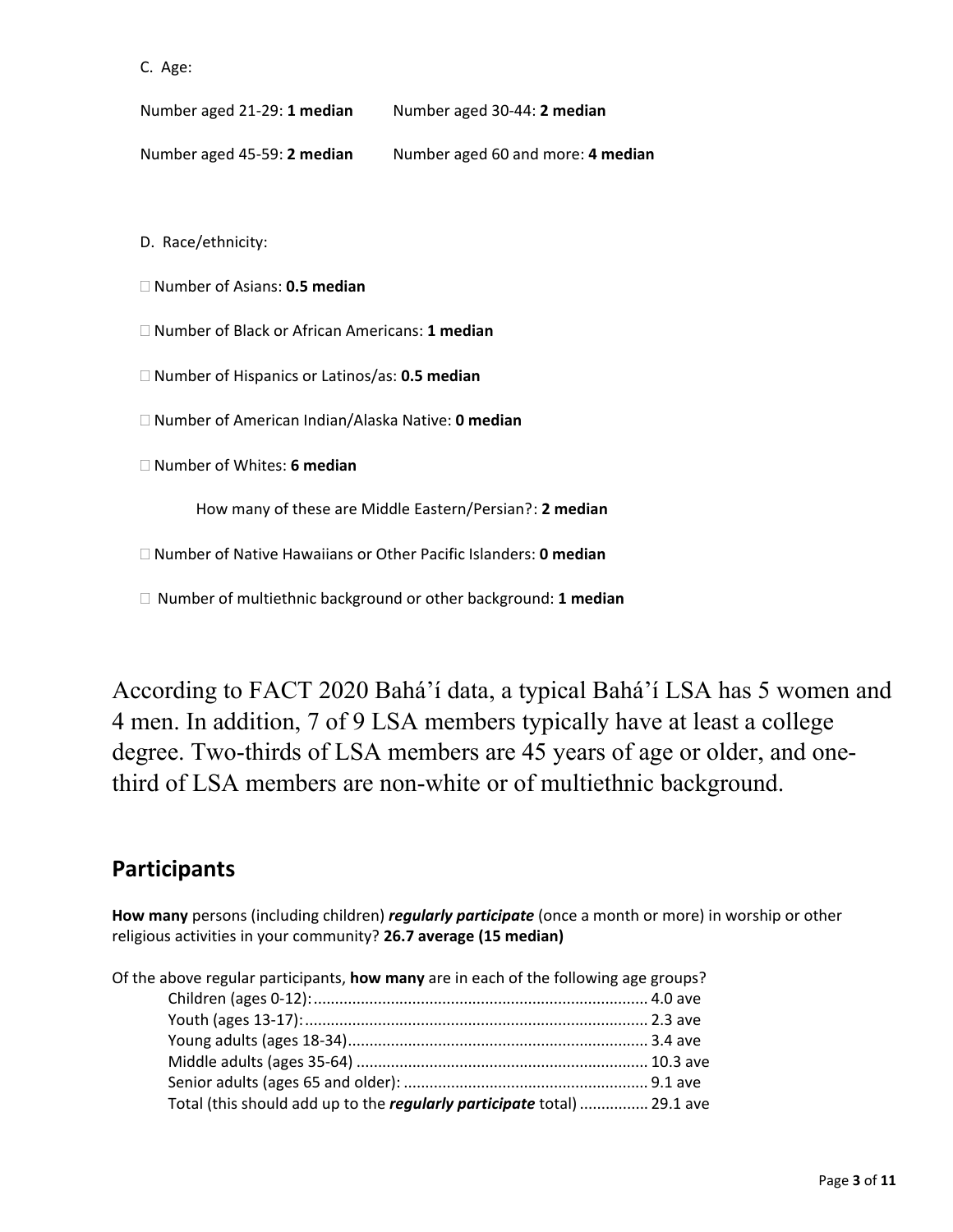C. Age:

Number aged 21-29: **1 median** Number aged 30-44: **2 median**

Number aged 45-59: **2 median** Number aged 60 and more: **4 median**

D. Race/ethnicity:

□ Number of Asians: **0.5 median**

□ Number of Black or African Americans: **1 median**

□ Number of Hispanics or Latinos/as: **0.5 median**

□ Number of American Indian/Alaska Native: **0 median**

□ Number of Whites: **6 median**

How many of these are Middle Eastern/Persian?: **2 median**

□ Number of Native Hawaiians or Other Pacific Islanders: **0 median**

□ Number of multiethnic background or other background: **1 median**

According to FACT 2020 Bahá'í data, a typical Bahá'í LSA has 5 women and 4 men. In addition, 7 of 9 LSA members typically have at least a college degree. Two-thirds of LSA members are 45 years of age or older, and one-third of LSA members are non-white or of multiethnic background.

## Participants

**How many** persons (including children) ***regularly participate*** (once a month or more) in worship or other religious activities in your community? **26.7 average (15 median)**

Of the above regular participants, **how many** are in each of the following age groups?

Children (ages 0-12):............................................................................ 4.0 ave
Youth (ages 13-17):.............................................................................. 2.3 ave
Young adults (ages 18-34)..................................................................... 3.4 ave
Middle adults (ages 35-64) ................................................................... 10.3 ave
Senior adults (ages 65 and older): ........................................................ 9.1 ave
Total (this should add up to the ***regularly participate*** total) ................ 29.1 ave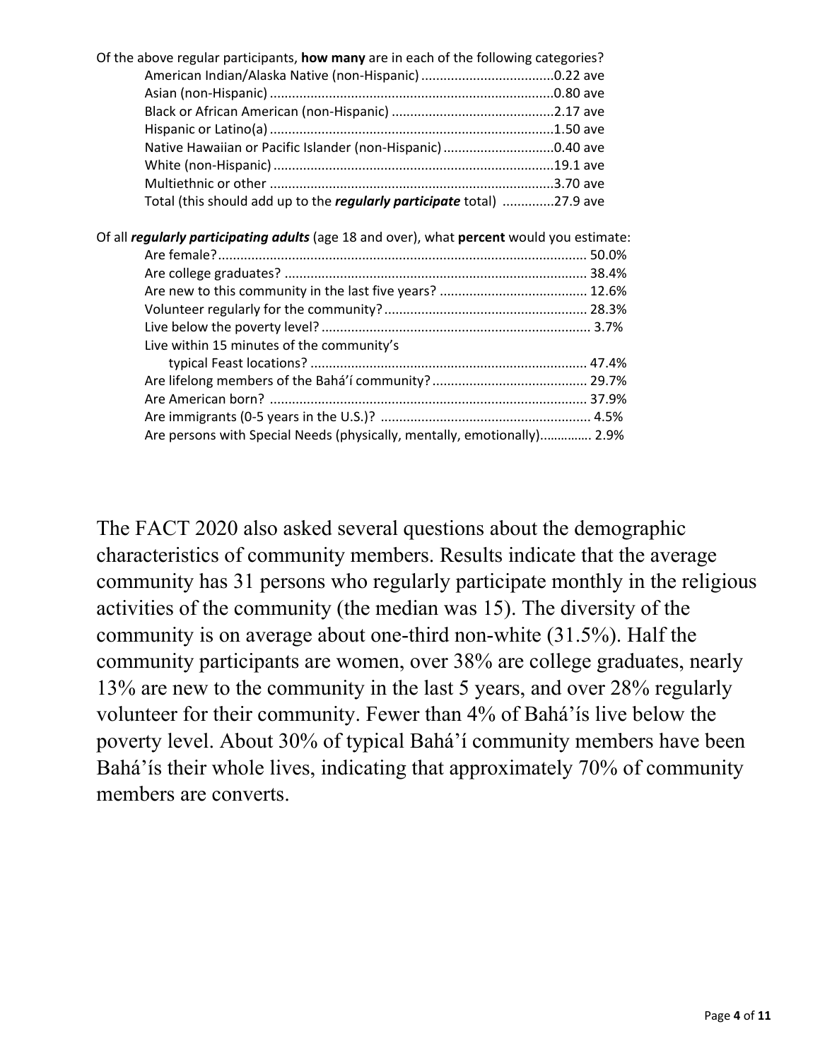Of the above regular participants, **how many** are in each of the following categories?

| Category | Average |
|---|---|
| American Indian/Alaska Native (non-Hispanic) | 0.22 ave |
| Asian (non-Hispanic) | 0.80 ave |
| Black or African American (non-Hispanic) | 2.17 ave |
| Hispanic or Latino(a) | 1.50 ave |
| Native Hawaiian or Pacific Islander (non-Hispanic) | 0.40 ave |
| White (non-Hispanic) | 19.1 ave |
| Multiethnic or other | 3.70 ave |
| Total (this should add up to the ***regularly participate*** total) | 27.9 ave |

Of all ***regularly participating adults*** (age 18 and over), what **percent** would you estimate:

| Question | Percent |
|---|---|
| Are female? | 50.0% |
| Are college graduates? | 38.4% |
| Are new to this community in the last five years? | 12.6% |
| Volunteer regularly for the community? | 28.3% |
| Live below the poverty level? | 3.7% |
| Live within 15 minutes of the community's typical Feast locations? | 47.4% |
| Are lifelong members of the Bahá'í community? | 29.7% |
| Are American born? | 37.9% |
| Are immigrants (0-5 years in the U.S.)? | 4.5% |
| Are persons with Special Needs (physically, mentally, emotionally) | 2.9% |

The FACT 2020 also asked several questions about the demographic characteristics of community members. Results indicate that the average community has 31 persons who regularly participate monthly in the religious activities of the community (the median was 15). The diversity of the community is on average about one-third non-white (31.5%). Half the community participants are women, over 38% are college graduates, nearly 13% are new to the community in the last 5 years, and over 28% regularly volunteer for their community. Fewer than 4% of Bahá'ís live below the poverty level. About 30% of typical Bahá'í community members have been Bahá'ís their whole lives, indicating that approximately 70% of community members are converts.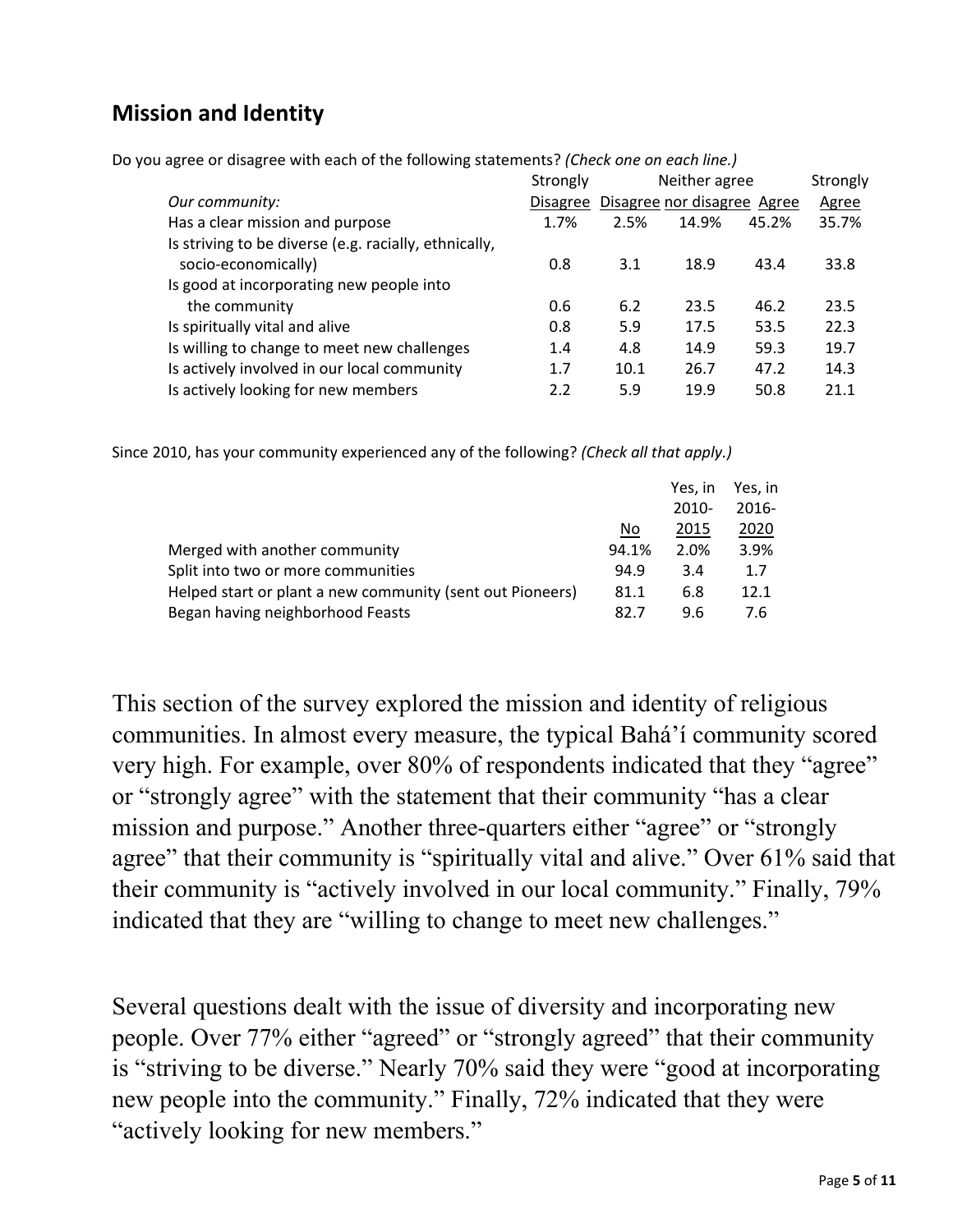## Mission and Identity

Do you agree or disagree with each of the following statements? *(Check one on each line.)*

| *Our community:* | Strongly Disagree | Disagree | Neither agree nor disagree | Agree | Strongly Agree |
|---|---|---|---|---|---|
| Has a clear mission and purpose | 1.7% | 2.5% | 14.9% | 45.2% | 35.7% |
| Is striving to be diverse (e.g. racially, ethnically, socio-economically) | 0.8 | 3.1 | 18.9 | 43.4 | 33.8 |
| Is good at incorporating new people into the community | 0.6 | 6.2 | 23.5 | 46.2 | 23.5 |
| Is spiritually vital and alive | 0.8 | 5.9 | 17.5 | 53.5 | 22.3 |
| Is willing to change to meet new challenges | 1.4 | 4.8 | 14.9 | 59.3 | 19.7 |
| Is actively involved in our local community | 1.7 | 10.1 | 26.7 | 47.2 | 14.3 |
| Is actively looking for new members | 2.2 | 5.9 | 19.9 | 50.8 | 21.1 |

Since 2010, has your community experienced any of the following? *(Check all that apply.)*

| | No | Yes, in 2010-2015 | Yes, in 2016-2020 |
|---|---|---|---|
| Merged with another community | 94.1% | 2.0% | 3.9% |
| Split into two or more communities | 94.9 | 3.4 | 1.7 |
| Helped start or plant a new community (sent out Pioneers) | 81.1 | 6.8 | 12.1 |
| Began having neighborhood Feasts | 82.7 | 9.6 | 7.6 |

This section of the survey explored the mission and identity of religious communities. In almost every measure, the typical Bahá'í community scored very high. For example, over 80% of respondents indicated that they "agree" or "strongly agree" with the statement that their community "has a clear mission and purpose." Another three-quarters either "agree" or "strongly agree" that their community is "spiritually vital and alive." Over 61% said that their community is "actively involved in our local community." Finally, 79% indicated that they are "willing to change to meet new challenges."

Several questions dealt with the issue of diversity and incorporating new people. Over 77% either "agreed" or "strongly agreed" that their community is "striving to be diverse." Nearly 70% said they were "good at incorporating new people into the community." Finally, 72% indicated that they were "actively looking for new members."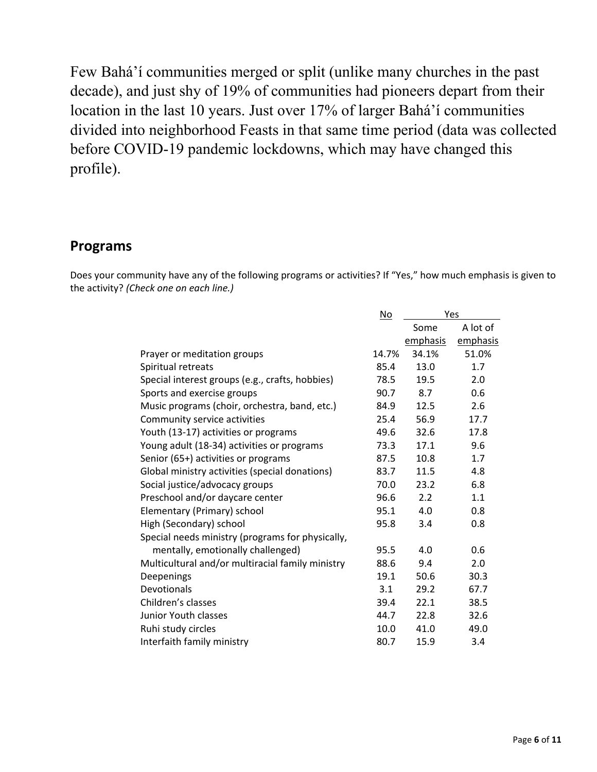Few Bahá'í communities merged or split (unlike many churches in the past decade), and just shy of 19% of communities had pioneers depart from their location in the last 10 years. Just over 17% of larger Bahá'í communities divided into neighborhood Feasts in that same time period (data was collected before COVID-19 pandemic lockdowns, which may have changed this profile).

## Programs

Does your community have any of the following programs or activities? If "Yes," how much emphasis is given to the activity? *(Check one on each line.)*

| | No | Yes | |
|---|---|---|---|
| | | Some emphasis | A lot of emphasis |
| Prayer or meditation groups | 14.7% | 34.1% | 51.0% |
| Spiritual retreats | 85.4 | 13.0 | 1.7 |
| Special interest groups (e.g., crafts, hobbies) | 78.5 | 19.5 | 2.0 |
| Sports and exercise groups | 90.7 | 8.7 | 0.6 |
| Music programs (choir, orchestra, band, etc.) | 84.9 | 12.5 | 2.6 |
| Community service activities | 25.4 | 56.9 | 17.7 |
| Youth (13-17) activities or programs | 49.6 | 32.6 | 17.8 |
| Young adult (18-34) activities or programs | 73.3 | 17.1 | 9.6 |
| Senior (65+) activities or programs | 87.5 | 10.8 | 1.7 |
| Global ministry activities (special donations) | 83.7 | 11.5 | 4.8 |
| Social justice/advocacy groups | 70.0 | 23.2 | 6.8 |
| Preschool and/or daycare center | 96.6 | 2.2 | 1.1 |
| Elementary (Primary) school | 95.1 | 4.0 | 0.8 |
| High (Secondary) school | 95.8 | 3.4 | 0.8 |
| Special needs ministry (programs for physically, mentally, emotionally challenged) | 95.5 | 4.0 | 0.6 |
| Multicultural and/or multiracial family ministry | 88.6 | 9.4 | 2.0 |
| Deepenings | 19.1 | 50.6 | 30.3 |
| Devotionals | 3.1 | 29.2 | 67.7 |
| Children's classes | 39.4 | 22.1 | 38.5 |
| Junior Youth classes | 44.7 | 22.8 | 32.6 |
| Ruhi study circles | 10.0 | 41.0 | 49.0 |
| Interfaith family ministry | 80.7 | 15.9 | 3.4 |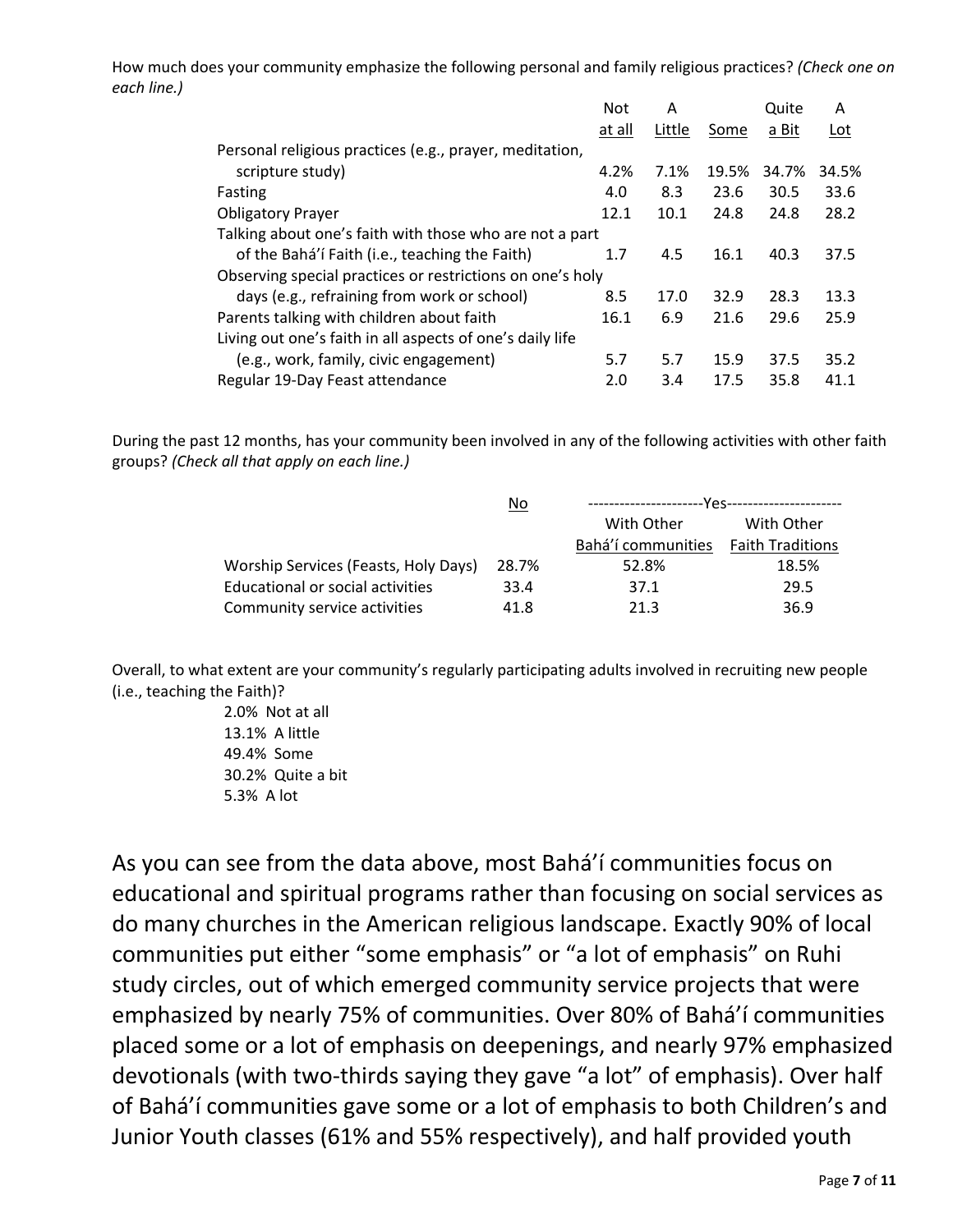How much does your community emphasize the following personal and family religious practices? *(Check one on each line.)*

| | Not at all | A Little | Some | Quite a Bit | A Lot |
|---|---|---|---|---|---|
| Personal religious practices (e.g., prayer, meditation, scripture study) | 4.2% | 7.1% | 19.5% | 34.7% | 34.5% |
| Fasting | 4.0 | 8.3 | 23.6 | 30.5 | 33.6 |
| Obligatory Prayer | 12.1 | 10.1 | 24.8 | 24.8 | 28.2 |
| Talking about one's faith with those who are not a part of the Bahá'í Faith (i.e., teaching the Faith) | 1.7 | 4.5 | 16.1 | 40.3 | 37.5 |
| Observing special practices or restrictions on one's holy days (e.g., refraining from work or school) | 8.5 | 17.0 | 32.9 | 28.3 | 13.3 |
| Parents talking with children about faith | 16.1 | 6.9 | 21.6 | 29.6 | 25.9 |
| Living out one's faith in all aspects of one's daily life (e.g., work, family, civic engagement) | 5.7 | 5.7 | 15.9 | 37.5 | 35.2 |
| Regular 19-Day Feast attendance | 2.0 | 3.4 | 17.5 | 35.8 | 41.1 |

During the past 12 months, has your community been involved in any of the following activities with other faith groups? *(Check all that apply on each line.)*

| | No | Yes | |
|---|---|---|---|
| | | With Other Bahá'í communities | With Other Faith Traditions |
| Worship Services (Feasts, Holy Days) | 28.7% | 52.8% | 18.5% |
| Educational or social activities | 33.4 | 37.1 | 29.5 |
| Community service activities | 41.8 | 21.3 | 36.9 |

Overall, to what extent are your community's regularly participating adults involved in recruiting new people (i.e., teaching the Faith)?

- 2.0% Not at all
- 13.1% A little
- 49.4% Some
- 30.2% Quite a bit
- 5.3% A lot

As you can see from the data above, most Bahá'í communities focus on educational and spiritual programs rather than focusing on social services as do many churches in the American religious landscape. Exactly 90% of local communities put either "some emphasis" or "a lot of emphasis" on Ruhi study circles, out of which emerged community service projects that were emphasized by nearly 75% of communities. Over 80% of Bahá'í communities placed some or a lot of emphasis on deepenings, and nearly 97% emphasized devotionals (with two-thirds saying they gave "a lot" of emphasis). Over half of Bahá'í communities gave some or a lot of emphasis to both Children's and Junior Youth classes (61% and 55% respectively), and half provided youth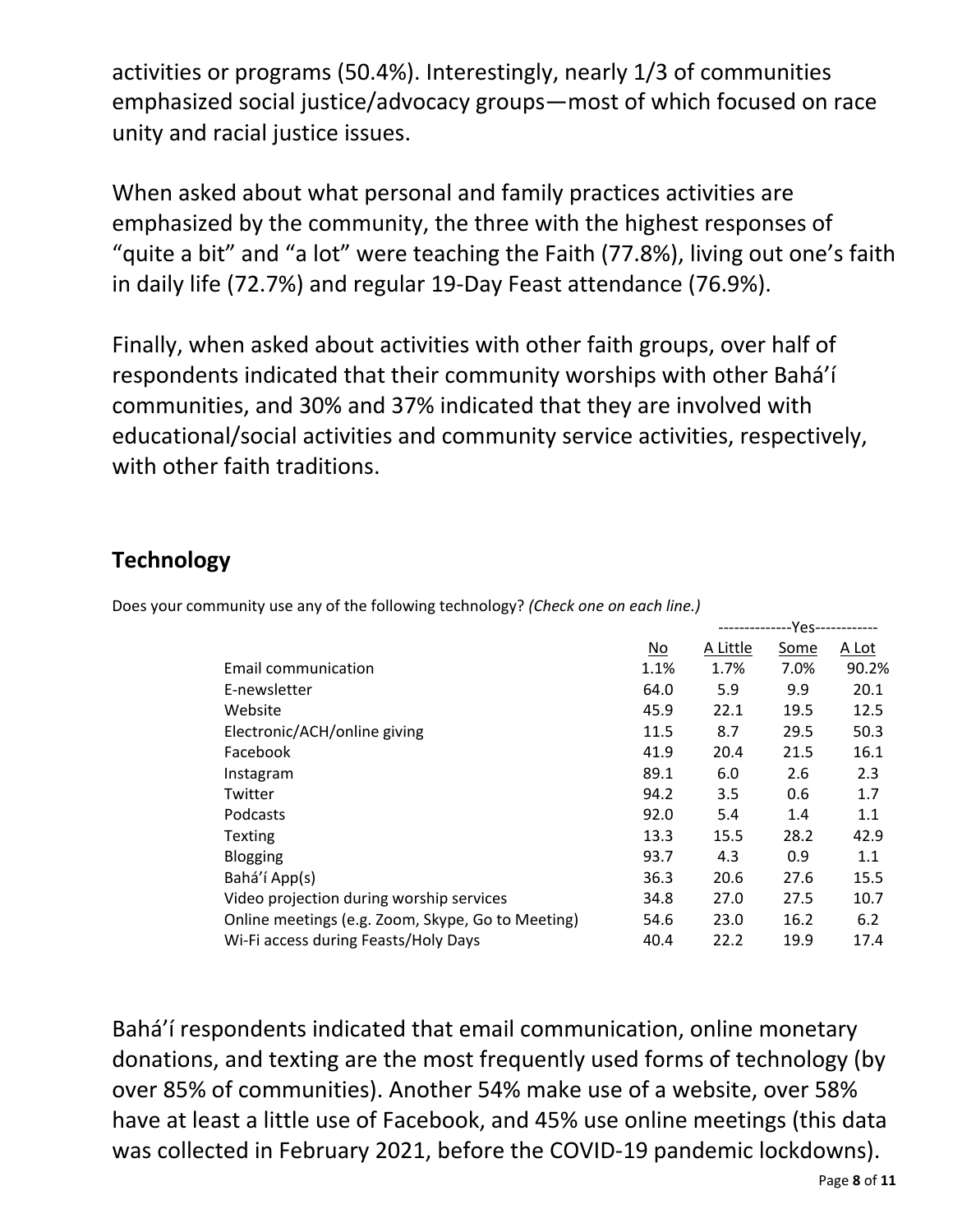activities or programs (50.4%). Interestingly, nearly 1/3 of communities emphasized social justice/advocacy groups—most of which focused on race unity and racial justice issues.

When asked about what personal and family practices activities are emphasized by the community, the three with the highest responses of "quite a bit" and "a lot" were teaching the Faith (77.8%), living out one's faith in daily life (72.7%) and regular 19-Day Feast attendance (76.9%).

Finally, when asked about activities with other faith groups, over half of respondents indicated that their community worships with other Bahá'í communities, and 30% and 37% indicated that they are involved with educational/social activities and community service activities, respectively, with other faith traditions.

## Technology

Does your community use any of the following technology? *(Check one on each line.)*

| | | Yes | | |
|---|---|---|---|---|
| | No | A Little | Some | A Lot |
| Email communication | 1.1% | 1.7% | 7.0% | 90.2% |
| E-newsletter | 64.0 | 5.9 | 9.9 | 20.1 |
| Website | 45.9 | 22.1 | 19.5 | 12.5 |
| Electronic/ACH/online giving | 11.5 | 8.7 | 29.5 | 50.3 |
| Facebook | 41.9 | 20.4 | 21.5 | 16.1 |
| Instagram | 89.1 | 6.0 | 2.6 | 2.3 |
| Twitter | 94.2 | 3.5 | 0.6 | 1.7 |
| Podcasts | 92.0 | 5.4 | 1.4 | 1.1 |
| Texting | 13.3 | 15.5 | 28.2 | 42.9 |
| Blogging | 93.7 | 4.3 | 0.9 | 1.1 |
| Bahá'í App(s) | 36.3 | 20.6 | 27.6 | 15.5 |
| Video projection during worship services | 34.8 | 27.0 | 27.5 | 10.7 |
| Online meetings (e.g. Zoom, Skype, Go to Meeting) | 54.6 | 23.0 | 16.2 | 6.2 |
| Wi-Fi access during Feasts/Holy Days | 40.4 | 22.2 | 19.9 | 17.4 |

Bahá'í respondents indicated that email communication, online monetary donations, and texting are the most frequently used forms of technology (by over 85% of communities). Another 54% make use of a website, over 58% have at least a little use of Facebook, and 45% use online meetings (this data was collected in February 2021, before the COVID-19 pandemic lockdowns).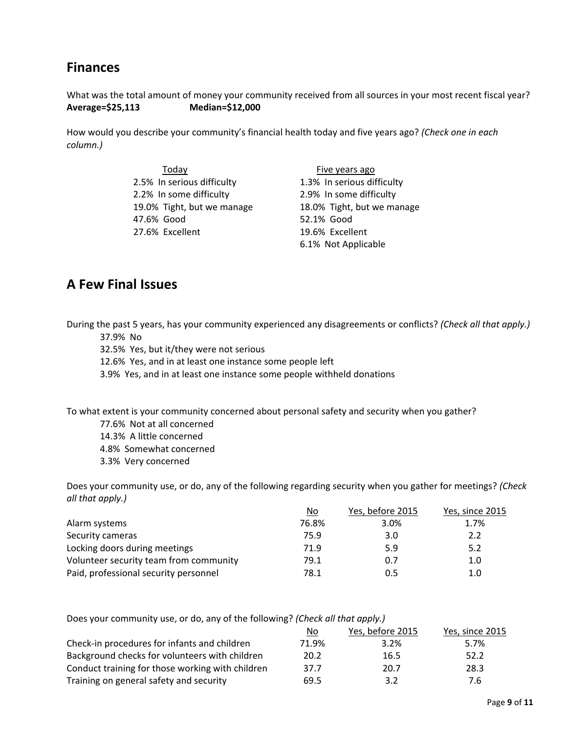## Finances

What was the total amount of money your community received from all sources in your most recent fiscal year?
**Average=$25,113 Median=$12,000**

How would you describe your community's financial health today and five years ago? *(Check one in each column.)*

| Today | Five years ago |
|---|---|
| 2.5% In serious difficulty | 1.3% In serious difficulty |
| 2.2% In some difficulty | 2.9% In some difficulty |
| 19.0% Tight, but we manage | 18.0% Tight, but we manage |
| 47.6% Good | 52.1% Good |
| 27.6% Excellent | 19.6% Excellent |
| | 6.1% Not Applicable |

## A Few Final Issues

During the past 5 years, has your community experienced any disagreements or conflicts? *(Check all that apply.)*

37.9% No
32.5% Yes, but it/they were not serious
12.6% Yes, and in at least one instance some people left
3.9% Yes, and in at least one instance some people withheld donations

To what extent is your community concerned about personal safety and security when you gather?

77.6% Not at all concerned
14.3% A little concerned
4.8% Somewhat concerned
3.3% Very concerned

Does your community use, or do, any of the following regarding security when you gather for meetings? *(Check all that apply.)*

| | No | Yes, before 2015 | Yes, since 2015 |
|---|---|---|---|
| Alarm systems | 76.8% | 3.0% | 1.7% |
| Security cameras | 75.9 | 3.0 | 2.2 |
| Locking doors during meetings | 71.9 | 5.9 | 5.2 |
| Volunteer security team from community | 79.1 | 0.7 | 1.0 |
| Paid, professional security personnel | 78.1 | 0.5 | 1.0 |

Does your community use, or do, any of the following? *(Check all that apply.)*

| | No | Yes, before 2015 | Yes, since 2015 |
|---|---|---|---|
| Check-in procedures for infants and children | 71.9% | 3.2% | 5.7% |
| Background checks for volunteers with children | 20.2 | 16.5 | 52.2 |
| Conduct training for those working with children | 37.7 | 20.7 | 28.3 |
| Training on general safety and security | 69.5 | 3.2 | 7.6 |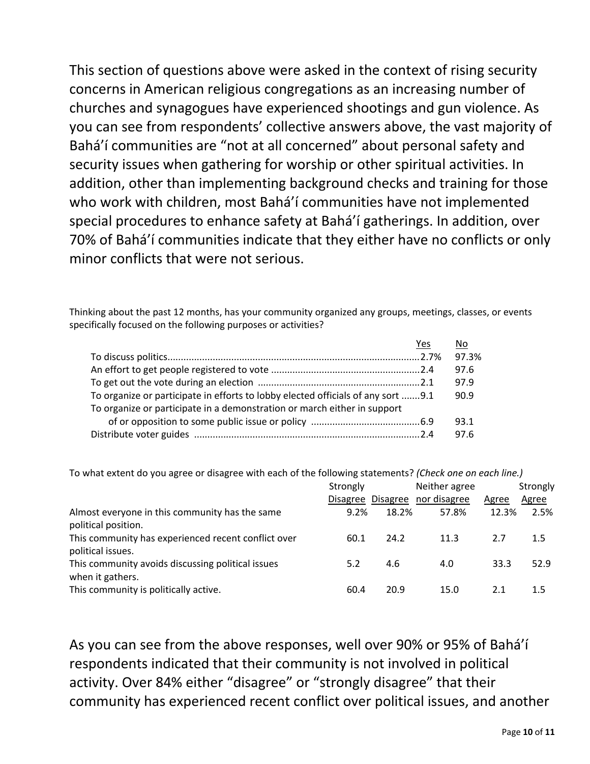This section of questions above were asked in the context of rising security concerns in American religious congregations as an increasing number of churches and synagogues have experienced shootings and gun violence. As you can see from respondents' collective answers above, the vast majority of Bahá'í communities are "not at all concerned" about personal safety and security issues when gathering for worship or other spiritual activities. In addition, other than implementing background checks and training for those who work with children, most Bahá'í communities have not implemented special procedures to enhance safety at Bahá'í gatherings. In addition, over 70% of Bahá'í communities indicate that they either have no conflicts or only minor conflicts that were not serious.

Thinking about the past 12 months, has your community organized any groups, meetings, classes, or events specifically focused on the following purposes or activities?

| | Yes | No |
|---|---|---|
| To discuss politics | 2.7% | 97.3% |
| An effort to get people registered to vote | 2.4 | 97.6 |
| To get out the vote during an election | 2.1 | 97.9 |
| To organize or participate in efforts to lobby elected officials of any sort | 9.1 | 90.9 |
| To organize or participate in a demonstration or march either in support of or opposition to some public issue or policy | 6.9 | 93.1 |
| Distribute voter guides | 2.4 | 97.6 |

To what extent do you agree or disagree with each of the following statements? *(Check one on each line.)*

| | Strongly Disagree | Disagree | Neither agree nor disagree | Agree | Strongly Agree |
|---|---|---|---|---|---|
| Almost everyone in this community has the same political position. | 9.2% | 18.2% | 57.8% | 12.3% | 2.5% |
| This community has experienced recent conflict over political issues. | 60.1 | 24.2 | 11.3 | 2.7 | 1.5 |
| This community avoids discussing political issues when it gathers. | 5.2 | 4.6 | 4.0 | 33.3 | 52.9 |
| This community is politically active. | 60.4 | 20.9 | 15.0 | 2.1 | 1.5 |

As you can see from the above responses, well over 90% or 95% of Bahá'í respondents indicated that their community is not involved in political activity. Over 84% either "disagree" or "strongly disagree" that their community has experienced recent conflict over political issues, and another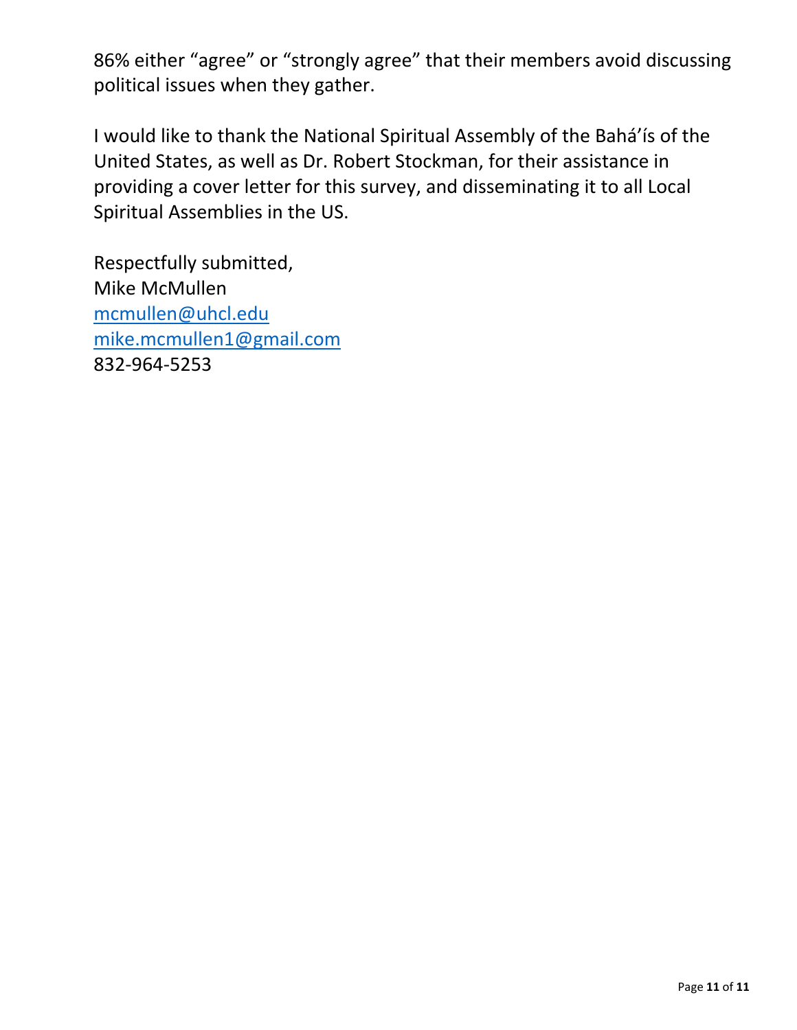86% either "agree" or "strongly agree" that their members avoid discussing political issues when they gather.

I would like to thank the National Spiritual Assembly of the Bahá'ís of the United States, as well as Dr. Robert Stockman, for their assistance in providing a cover letter for this survey, and disseminating it to all Local Spiritual Assemblies in the US.

Respectfully submitted,  
Mike McMullen  
mcmullen@uhcl.edu  
mike.mcmullen1@gmail.com  
832-964-5253